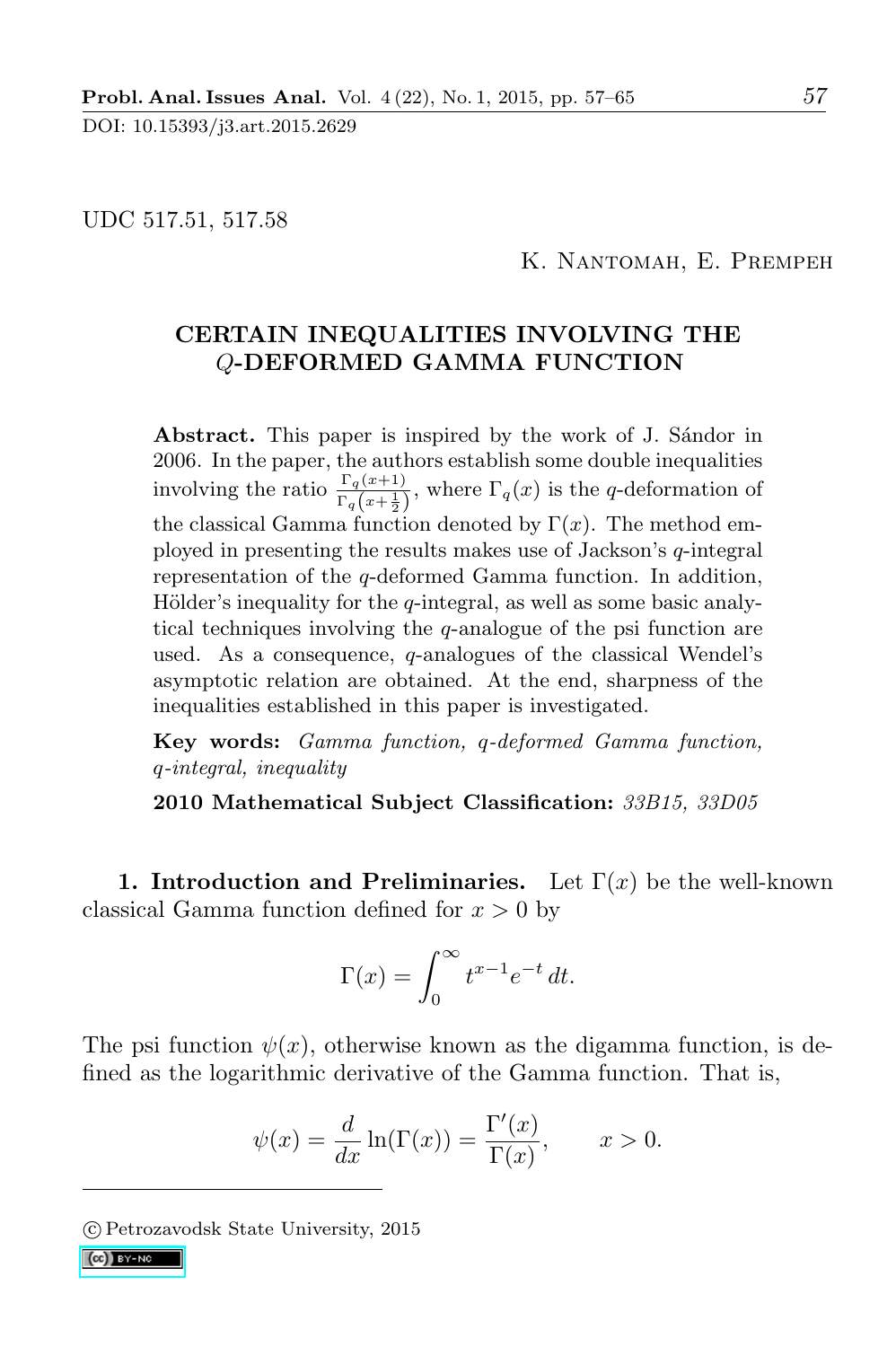UDC 517.51, 517.58

K. Nantomah, E. Prempeh

## CERTAIN INEQUALITIES INVOLVING THE $Q$-DEFORMED GAMMA FUNCTION

**Abstract.** This paper is inspired by the work of J. Sándor in 2006. In the paper, the authors establish some double inequalities involving the ratio $\frac{\Gamma_q(x+1)}{\Gamma_q\left(x+\frac{1}{2}\right)}$, where $\Gamma_q(x)$ is the $q$-deformation of the classical Gamma function denoted by $\Gamma(x)$. The method employed in presenting the results makes use of Jackson's $q$-integral representation of the $q$-deformed Gamma function. In addition, Hölder's inequality for the $q$-integral, as well as some basic analytical techniques involving the $q$-analogue of the psi function are used. As a consequence, $q$-analogues of the classical Wendel's asymptotic relation are obtained. At the end, sharpness of the inequalities established in this paper is investigated.

**Key words:** *Gamma function, q-deformed Gamma function, q-integral, inequality*

**2010 Mathematical Subject Classification:** *33B15, 33D05*

**1. Introduction and Preliminaries.** Let $\Gamma(x)$ be the well-known classical Gamma function defined for $x > 0$ by

$$\Gamma(x) = \int_0^\infty t^{x-1} e^{-t}\, dt.$$

The psi function $\psi(x)$, otherwise known as the digamma function, is defined as the logarithmic derivative of the Gamma function. That is,

$$\psi(x) = \frac{d}{dx} \ln(\Gamma(x)) = \frac{\Gamma'(x)}{\Gamma(x)}, \qquad x > 0.$$

© Petrozavodsk State University, 2015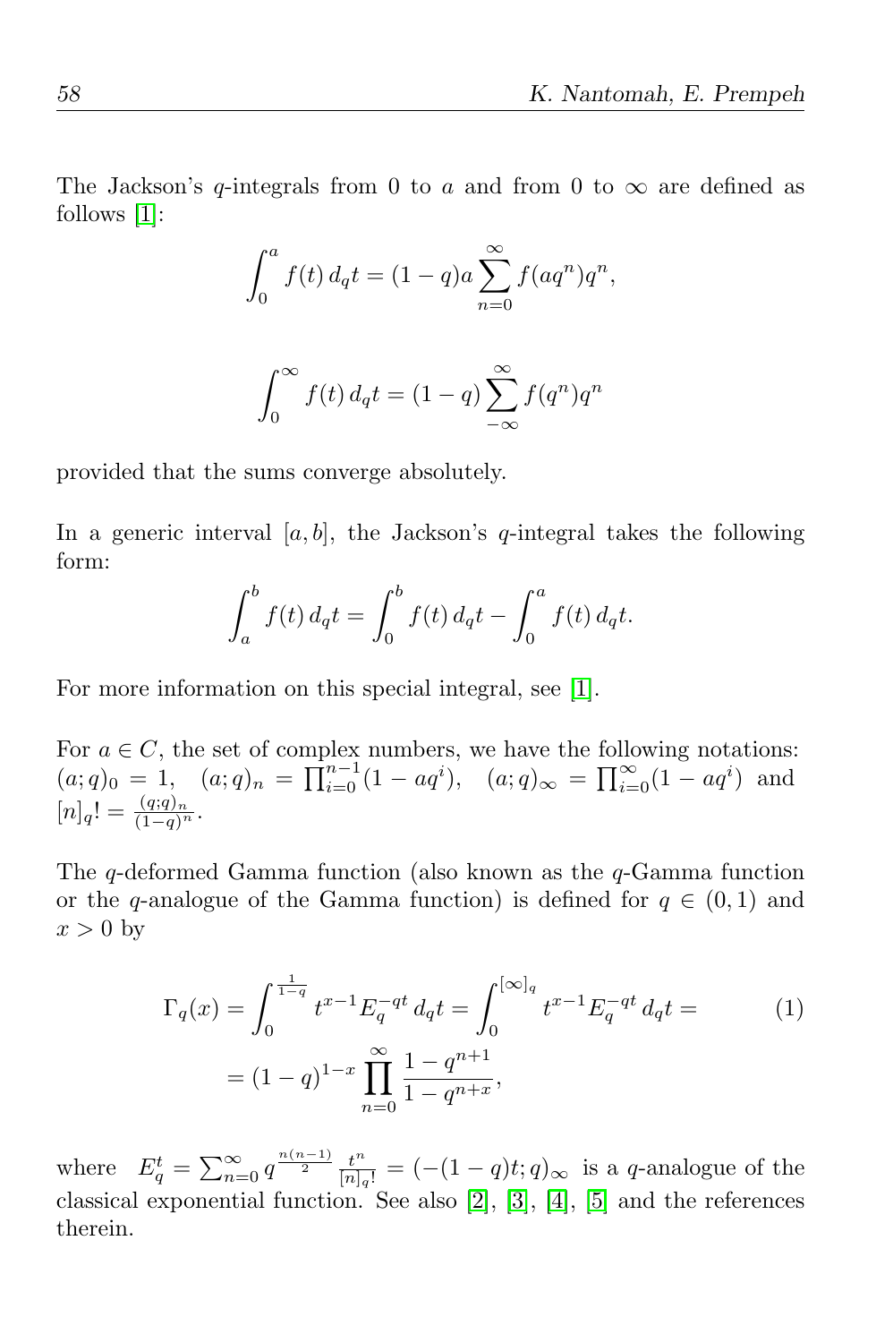The Jackson's $q$-integrals from 0 to $a$ and from 0 to $\infty$ are defined as follows [1]:

$$\int_0^a f(t)\, d_qt = (1-q)a \sum_{n=0}^{\infty} f(aq^n)q^n,$$

$$\int_0^\infty f(t)\, d_qt = (1-q) \sum_{-\infty}^{\infty} f(q^n)q^n$$

provided that the sums converge absolutely.

In a generic interval $[a, b]$, the Jackson's $q$-integral takes the following form:

$$\int_a^b f(t)\, d_qt = \int_0^b f(t)\, d_qt - \int_0^a f(t)\, d_qt.$$

For more information on this special integral, see [1].

For $a \in C$, the set of complex numbers, we have the following notations: $(a;q)_0 = 1$, $(a;q)_n = \prod_{i=0}^{n-1}(1-aq^i)$, $(a;q)_\infty = \prod_{i=0}^{\infty}(1-aq^i)$ and $[n]_q! = \frac{(q;q)_n}{(1-q)^n}$.

The $q$-deformed Gamma function (also known as the $q$-Gamma function or the $q$-analogue of the Gamma function) is defined for $q \in (0,1)$ and $x > 0$ by

$$\Gamma_q(x) = \int_0^{\frac{1}{1-q}} t^{x-1} E_q^{-qt}\, d_qt = \int_0^{[\infty]_q} t^{x-1} E_q^{-qt}\, d_qt = \tag{1}$$
$$= (1-q)^{1-x} \prod_{n=0}^{\infty} \frac{1-q^{n+1}}{1-q^{n+x}},$$

where $E_q^t = \sum_{n=0}^{\infty} q^{\frac{n(n-1)}{2}} \frac{t^n}{[n]_q!} = (-(1-q)t;q)_\infty$ is a $q$-analogue of the classical exponential function. See also [2], [3], [4], [5] and the references therein.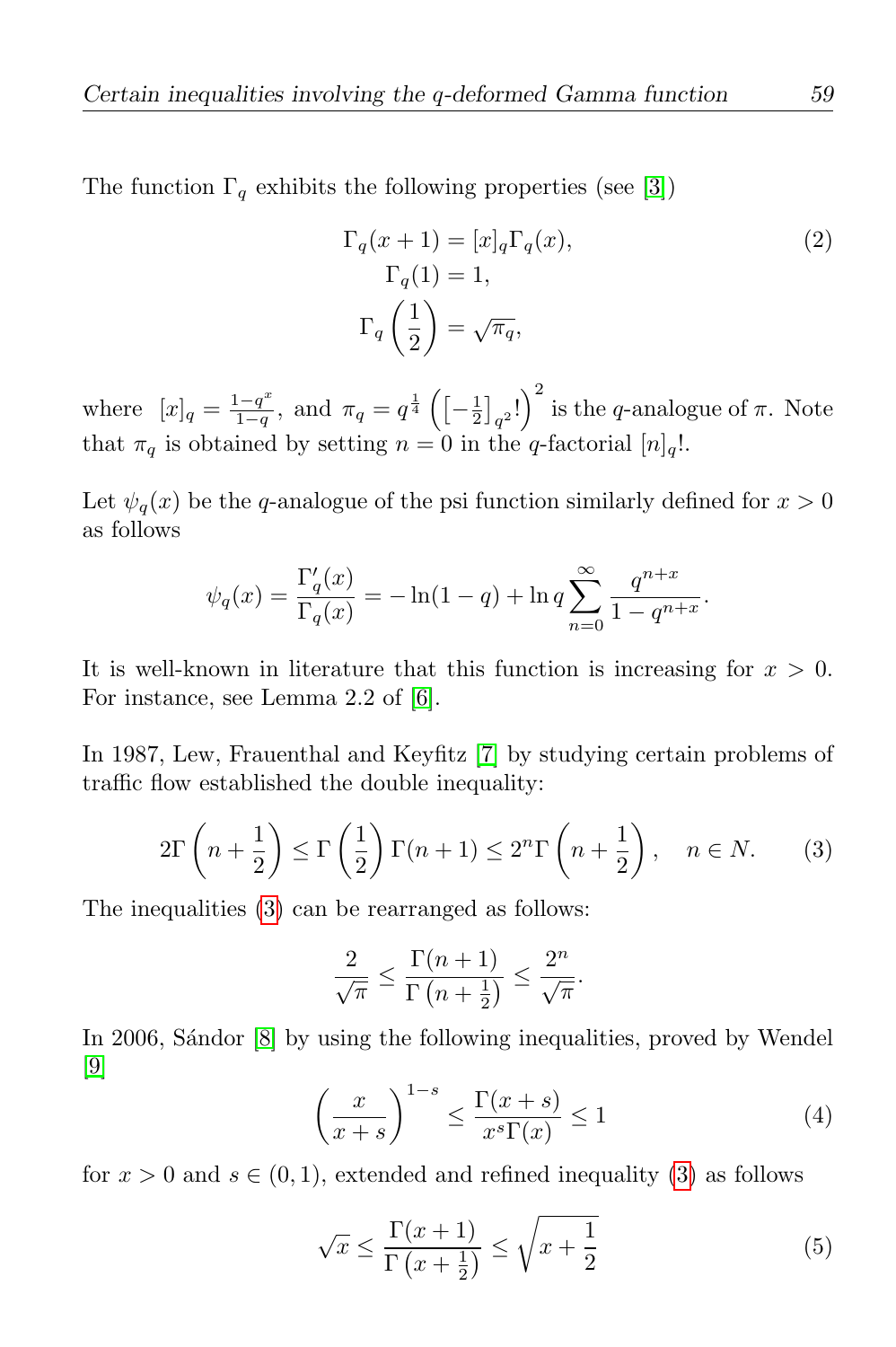The function $\Gamma_q$ exhibits the following properties (see [3])

$$
\begin{aligned}
\Gamma_q(x+1) &= [x]_q \Gamma_q(x), \\
\Gamma_q(1) &= 1, \\
\Gamma_q\left(\frac{1}{2}\right) &= \sqrt{\pi_q},
\end{aligned} \tag{2}
$$

where $[x]_q = \frac{1-q^x}{1-q}$, and $\pi_q = q^{\frac{1}{4}} \left( \left[ -\frac{1}{2} \right]_{q^2}! \right)^2$ is the $q$-analogue of $\pi$. Note that $\pi_q$ is obtained by setting $n = 0$ in the $q$-factorial $[n]_q!$.

Let $\psi_q(x)$ be the $q$-analogue of the psi function similarly defined for $x > 0$ as follows

$$
\psi_q(x) = \frac{\Gamma_q'(x)}{\Gamma_q(x)} = -\ln(1-q) + \ln q \sum_{n=0}^{\infty} \frac{q^{n+x}}{1-q^{n+x}}.
$$

It is well-known in literature that this function is increasing for $x > 0$. For instance, see Lemma 2.2 of [6].

In 1987, Lew, Frauenthal and Keyfitz [7] by studying certain problems of traffic flow established the double inequality:

$$
2\Gamma\left(n + \frac{1}{2}\right) \leq \Gamma\left(\frac{1}{2}\right)\Gamma(n+1) \leq 2^n \Gamma\left(n + \frac{1}{2}\right), \quad n \in N. \tag{3}
$$

The inequalities (3) can be rearranged as follows:

$$
\frac{2}{\sqrt{\pi}} \leq \frac{\Gamma(n+1)}{\Gamma\left(n+\frac{1}{2}\right)} \leq \frac{2^n}{\sqrt{\pi}}.
$$

In 2006, Sándor [8] by using the following inequalities, proved by Wendel [9]

$$
\left(\frac{x}{x+s}\right)^{1-s} \leq \frac{\Gamma(x+s)}{x^s \Gamma(x)} \leq 1 \tag{4}
$$

for $x > 0$ and $s \in (0, 1)$, extended and refined inequality (3) as follows

$$
\sqrt{x} \leq \frac{\Gamma(x+1)}{\Gamma\left(x+\frac{1}{2}\right)} \leq \sqrt{x + \frac{1}{2}} \tag{5}
$$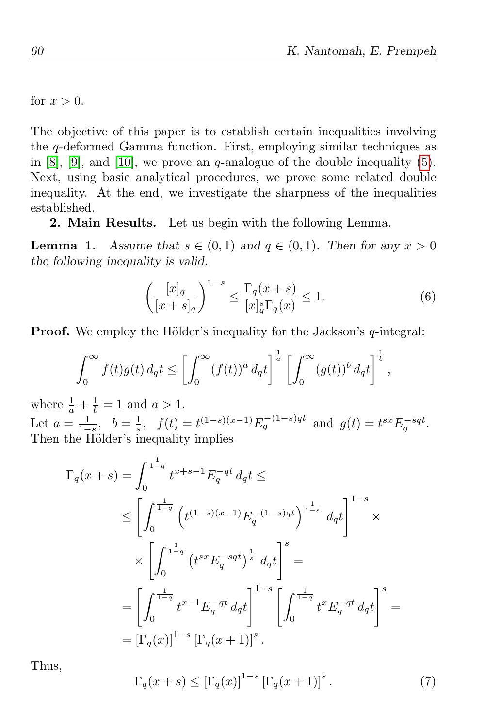for $x > 0$.

The objective of this paper is to establish certain inequalities involving the $q$-deformed Gamma function. First, employing similar techniques as in [8], [9], and [10], we prove an $q$-analogue of the double inequality (5). Next, using basic analytical procedures, we prove some related double inequality. At the end, we investigate the sharpness of the inequalities established.

**2. Main Results.** Let us begin with the following Lemma.

**Lemma 1**. *Assume that $s \in (0,1)$ and $q \in (0,1)$. Then for any $x > 0$ the following inequality is valid.*

$$\left(\frac{[x]_q}{[x+s]_q}\right)^{1-s} \leq \frac{\Gamma_q(x+s)}{[x]_q^s \Gamma_q(x)} \leq 1. \tag{6}$$

**Proof.** We employ the Hölder's inequality for the Jackson's $q$-integral:

$$\int_0^\infty f(t)g(t)\,d_qt \leq \left[\int_0^\infty (f(t))^a\,d_qt\right]^{\frac{1}{a}} \left[\int_0^\infty (g(t))^b\,d_qt\right]^{\frac{1}{b}},$$

where $\frac{1}{a} + \frac{1}{b} = 1$ and $a > 1$.

Let $a = \frac{1}{1-s}$, $b = \frac{1}{s}$, $f(t) = t^{(1-s)(x-1)} E_q^{-(1-s)qt}$ and $g(t) = t^{sx} E_q^{-sqt}$. Then the Hölder's inequality implies

$$\begin{aligned}
\Gamma_q(x+s) &= \int_0^{\frac{1}{1-q}} t^{x+s-1} E_q^{-qt}\,d_qt \leq \\
&\leq \left[\int_0^{\frac{1}{1-q}} \left(t^{(1-s)(x-1)} E_q^{-(1-s)qt}\right)^{\frac{1}{1-s}}\,d_qt\right]^{1-s} \times \\
&\quad \times \left[\int_0^{\frac{1}{1-q}} \left(t^{sx} E_q^{-sqt}\right)^{\frac{1}{s}}\,d_qt\right]^{s} = \\
&= \left[\int_0^{\frac{1}{1-q}} t^{x-1} E_q^{-qt}\,d_qt\right]^{1-s} \left[\int_0^{\frac{1}{1-q}} t^{x} E_q^{-qt}\,d_qt\right]^{s} = \\
&= \left[\Gamma_q(x)\right]^{1-s} \left[\Gamma_q(x+1)\right]^{s}.
\end{aligned}$$

Thus,

$$\Gamma_q(x+s) \leq \left[\Gamma_q(x)\right]^{1-s} \left[\Gamma_q(x+1)\right]^{s}. \tag{7}$$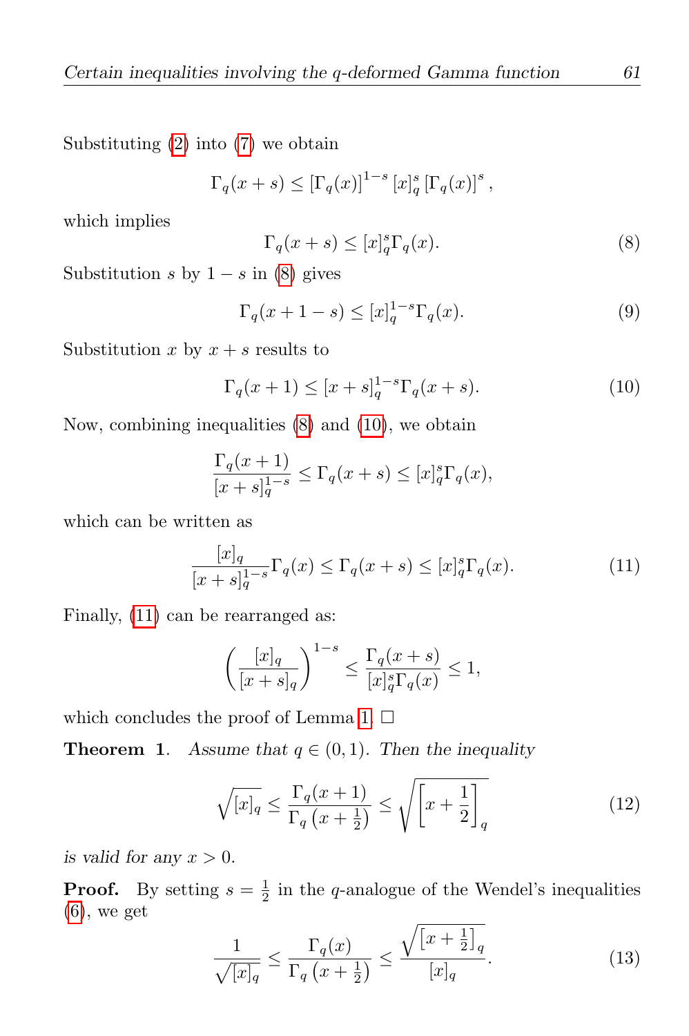Substituting (2) into (7) we obtain

$$\Gamma_q(x+s) \leq [\Gamma_q(x)]^{1-s} [x]_q^s [\Gamma_q(x)]^s,$$

which implies

$$\Gamma_q(x+s) \leq [x]_q^s \Gamma_q(x). \tag{8}$$

Substitution $s$ by $1-s$ in (8) gives

$$\Gamma_q(x+1-s) \leq [x]_q^{1-s} \Gamma_q(x). \tag{9}$$

Substitution $x$ by $x+s$ results to

$$\Gamma_q(x+1) \leq [x+s]_q^{1-s} \Gamma_q(x+s). \tag{10}$$

Now, combining inequalities (8) and (10), we obtain

$$\frac{\Gamma_q(x+1)}{[x+s]_q^{1-s}} \leq \Gamma_q(x+s) \leq [x]_q^s \Gamma_q(x),$$

which can be written as

$$\frac{[x]_q}{[x+s]_q^{1-s}} \Gamma_q(x) \leq \Gamma_q(x+s) \leq [x]_q^s \Gamma_q(x). \tag{11}$$

Finally, (11) can be rearranged as:

$$\left( \frac{[x]_q}{[x+s]_q} \right)^{1-s} \leq \frac{\Gamma_q(x+s)}{[x]_q^s \Gamma_q(x)} \leq 1,$$

which concludes the proof of Lemma 1. □

**Theorem 1.** *Assume that $q \in (0,1)$. Then the inequality*

$$\sqrt{[x]_q} \leq \frac{\Gamma_q(x+1)}{\Gamma_q\left(x+\frac{1}{2}\right)} \leq \sqrt{\left[x+\frac{1}{2}\right]_q} \tag{12}$$

*is valid for any $x > 0$.*

**Proof.** By setting $s = \frac{1}{2}$ in the $q$-analogue of the Wendel's inequalities (6), we get

$$\frac{1}{\sqrt{[x]_q}} \leq \frac{\Gamma_q(x)}{\Gamma_q\left(x+\frac{1}{2}\right)} \leq \frac{\sqrt{\left[x+\frac{1}{2}\right]_q}}{[x]_q}. \tag{13}$$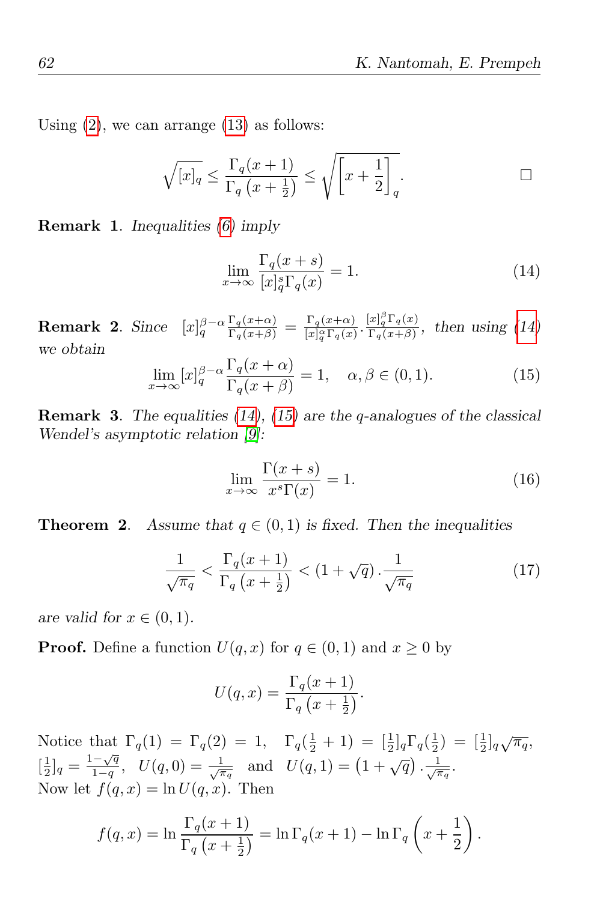Using (2), we can arrange (13) as follows:

$$\sqrt{[x]_q} \leq \frac{\Gamma_q(x+1)}{\Gamma_q\left(x+\frac{1}{2}\right)} \leq \sqrt{\left[x+\frac{1}{2}\right]_q}. \qquad \square$$

**Remark 1**. *Inequalities (6) imply*

$$\lim_{x\to\infty} \frac{\Gamma_q(x+s)}{[x]_q^s \Gamma_q(x)} = 1. \tag{14}$$

**Remark 2**. *Since* $[x]_q^{\beta-\alpha} \frac{\Gamma_q(x+\alpha)}{\Gamma_q(x+\beta)} = \frac{\Gamma_q(x+\alpha)}{[x]_q^{\alpha}\Gamma_q(x)} \cdot \frac{[x]_q^{\beta}\Gamma_q(x)}{\Gamma_q(x+\beta)}$, *then using (14) we obtain*

$$\lim_{x\to\infty} [x]_q^{\beta-\alpha} \frac{\Gamma_q(x+\alpha)}{\Gamma_q(x+\beta)} = 1, \quad \alpha,\beta \in (0,1). \tag{15}$$

**Remark 3**. *The equalities (14), (15) are the q-analogues of the classical Wendel's asymptotic relation [9]:*

$$\lim_{x\to\infty} \frac{\Gamma(x+s)}{x^s \Gamma(x)} = 1. \tag{16}$$

**Theorem 2**. *Assume that $q \in (0,1)$ is fixed. Then the inequalities*

$$\frac{1}{\sqrt{\pi_q}} < \frac{\Gamma_q(x+1)}{\Gamma_q\left(x+\frac{1}{2}\right)} < (1+\sqrt{q}) . \frac{1}{\sqrt{\pi_q}} \tag{17}$$

*are valid for $x \in (0,1)$.*

**Proof.** Define a function $U(q,x)$ for $q \in (0,1)$ and $x \geq 0$ by

$$U(q,x) = \frac{\Gamma_q(x+1)}{\Gamma_q\left(x+\frac{1}{2}\right)}.$$

Notice that $\Gamma_q(1) = \Gamma_q(2) = 1$, $\Gamma_q(\frac{1}{2}+1) = [\frac{1}{2}]_q \Gamma_q(\frac{1}{2}) = [\frac{1}{2}]_q \sqrt{\pi_q}$, $[\frac{1}{2}]_q = \frac{1-\sqrt{q}}{1-q}$, $U(q,0) = \frac{1}{\sqrt{\pi_q}}$ and $U(q,1) = \left(1+\sqrt{q}\right) . \frac{1}{\sqrt{\pi_q}}$.
Now let $f(q,x) = \ln U(q,x)$. Then

$$f(q,x) = \ln \frac{\Gamma_q(x+1)}{\Gamma_q\left(x+\frac{1}{2}\right)} = \ln \Gamma_q(x+1) - \ln \Gamma_q\left(x+\frac{1}{2}\right).$$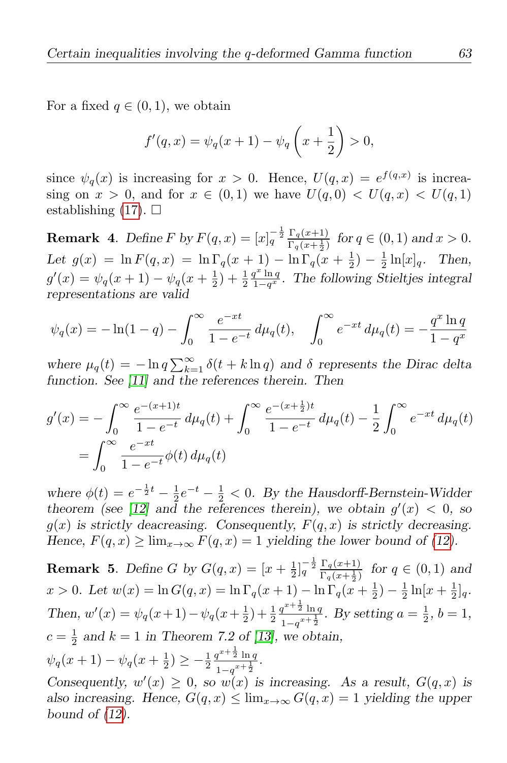For a fixed $q \in (0,1)$, we obtain

$$f'(q,x) = \psi_q(x+1) - \psi_q\left(x + \frac{1}{2}\right) > 0,$$

since $\psi_q(x)$ is increasing for $x > 0$. Hence, $U(q,x) = e^{f(q,x)}$ is increasing on $x > 0$, and for $x \in (0,1)$ we have $U(q,0) < U(q,x) < U(q,1)$ establishing (17). □

**Remark 4**. *Define $F$ by $F(q,x) = [x]_q^{-\frac{1}{2}} \frac{\Gamma_q(x+1)}{\Gamma_q(x+\frac{1}{2})}$ for $q \in (0,1)$ and $x > 0$. Let $g(x) = \ln F(q,x) = \ln \Gamma_q(x+1) - \ln \Gamma_q(x+\frac{1}{2}) - \frac{1}{2}\ln[x]_q$. Then, $g'(x) = \psi_q(x+1) - \psi_q(x+\frac{1}{2}) + \frac{1}{2}\frac{q^x \ln q}{1-q^x}$. The following Stieltjes integral representations are valid*

$$\psi_q(x) = -\ln(1-q) - \int_0^\infty \frac{e^{-xt}}{1-e^{-t}}\, d\mu_q(t), \quad \int_0^\infty e^{-xt}\, d\mu_q(t) = -\frac{q^x \ln q}{1-q^x}$$

*where $\mu_q(t) = -\ln q \sum_{k=1}^\infty \delta(t + k\ln q)$ and $\delta$ represents the Dirac delta function. See [11] and the references therein. Then*

$$\begin{aligned} g'(x) &= -\int_0^\infty \frac{e^{-(x+1)t}}{1-e^{-t}}\, d\mu_q(t) + \int_0^\infty \frac{e^{-(x+\frac{1}{2})t}}{1-e^{-t}}\, d\mu_q(t) - \frac{1}{2}\int_0^\infty e^{-xt}\, d\mu_q(t) \\ &= \int_0^\infty \frac{e^{-xt}}{1-e^{-t}}\phi(t)\, d\mu_q(t) \end{aligned}$$

*where $\phi(t) = e^{-\frac{1}{2}t} - \frac{1}{2}e^{-t} - \frac{1}{2} < 0$. By the Hausdorff-Bernstein-Widder theorem (see [12] and the references therein), we obtain $g'(x) < 0$, so $g(x)$ is strictly deacreasing. Consequently, $F(q,x)$ is strictly decreasing. Hence, $F(q,x) \geq \lim_{x\to\infty} F(q,x) = 1$ yielding the lower bound of (12).*

**Remark 5**. *Define $G$ by $G(q,x) = [x+\frac{1}{2}]_q^{-\frac{1}{2}} \frac{\Gamma_q(x+1)}{\Gamma_q(x+\frac{1}{2})}$ for $q \in (0,1)$ and $x > 0$. Let $w(x) = \ln G(q,x) = \ln \Gamma_q(x+1) - \ln \Gamma_q(x+\frac{1}{2}) - \frac{1}{2}\ln[x+\frac{1}{2}]_q$. Then, $w'(x) = \psi_q(x+1) - \psi_q(x+\frac{1}{2}) + \frac{1}{2}\frac{q^{x+\frac{1}{2}}\ln q}{1-q^{x+\frac{1}{2}}}$. By setting $a = \frac{1}{2}$, $b = 1$, $c = \frac{1}{2}$ and $k = 1$ in Theorem 7.2 of [13], we obtain,*

$\psi_q(x+1) - \psi_q(x+\frac{1}{2}) \geq -\frac{1}{2}\frac{q^{x+\frac{1}{2}}\ln q}{1-q^{x+\frac{1}{2}}}$.

*Consequently, $w'(x) \geq 0$, so $w(x)$ is increasing. As a result, $G(q,x)$ is also increasing. Hence, $G(q,x) \leq \lim_{x\to\infty} G(q,x) = 1$ yielding the upper bound of (12).*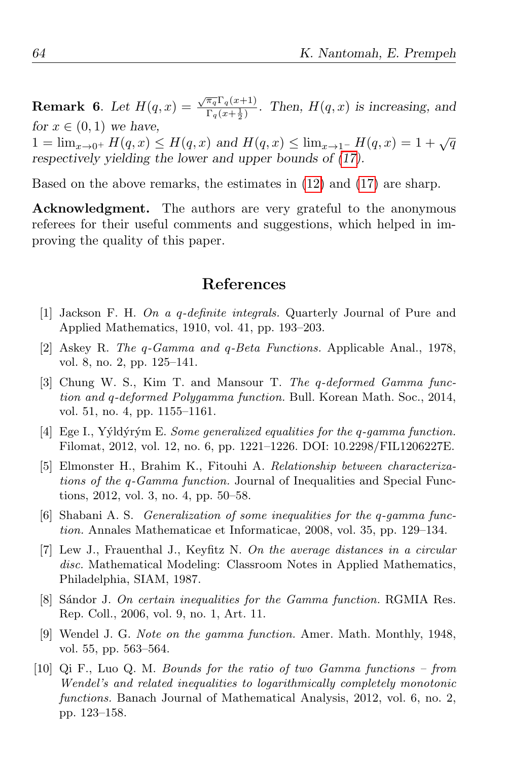**Remark 6**. *Let* $H(q,x) = \frac{\sqrt{\pi_q}\Gamma_q(x+1)}{\Gamma_q(x+\frac{1}{2})}$. *Then,* $H(q,x)$ *is increasing, and for* $x \in (0,1)$ *we have,*
$1 = \lim_{x\to 0^+} H(q,x) \leq H(q,x)$ *and* $H(q,x) \leq \lim_{x\to 1^-} H(q,x) = 1 + \sqrt{q}$ *respectively yielding the lower and upper bounds of (17).*

Based on the above remarks, the estimates in (12) and (17) are sharp.

**Acknowledgment.** The authors are very grateful to the anonymous referees for their useful comments and suggestions, which helped in improving the quality of this paper.

## References

[1] Jackson F. H. *On a q-definite integrals.* Quarterly Journal of Pure and Applied Mathematics, 1910, vol. 41, pp. 193–203.

[2] Askey R. *The q-Gamma and q-Beta Functions.* Applicable Anal., 1978, vol. 8, no. 2, pp. 125–141.

[3] Chung W. S., Kim T. and Mansour T. *The q-deformed Gamma function and q-deformed Polygamma function.* Bull. Korean Math. Soc., 2014, vol. 51, no. 4, pp. 1155–1161.

[4] Ege I., Yýldýrým E. *Some generalized equalities for the q-gamma function.* Filomat, 2012, vol. 12, no. 6, pp. 1221–1226. DOI: 10.2298/FIL1206227E.

[5] Elmonster H., Brahim K., Fitouhi A. *Relationship between characterizations of the q-Gamma function.* Journal of Inequalities and Special Functions, 2012, vol. 3, no. 4, pp. 50–58.

[6] Shabani A. S. *Generalization of some inequalities for the q-gamma function.* Annales Mathematicae et Informaticae, 2008, vol. 35, pp. 129–134.

[7] Lew J., Frauenthal J., Keyfitz N. *On the average distances in a circular disc.* Mathematical Modeling: Classroom Notes in Applied Mathematics, Philadelphia, SIAM, 1987.

[8] Sándor J. *On certain inequalities for the Gamma function.* RGMIA Res. Rep. Coll., 2006, vol. 9, no. 1, Art. 11.

[9] Wendel J. G. *Note on the gamma function.* Amer. Math. Monthly, 1948, vol. 55, pp. 563–564.

[10] Qi F., Luo Q. M. *Bounds for the ratio of two Gamma functions – from Wendel's and related inequalities to logarithmically completely monotonic functions.* Banach Journal of Mathematical Analysis, 2012, vol. 6, no. 2, pp. 123–158.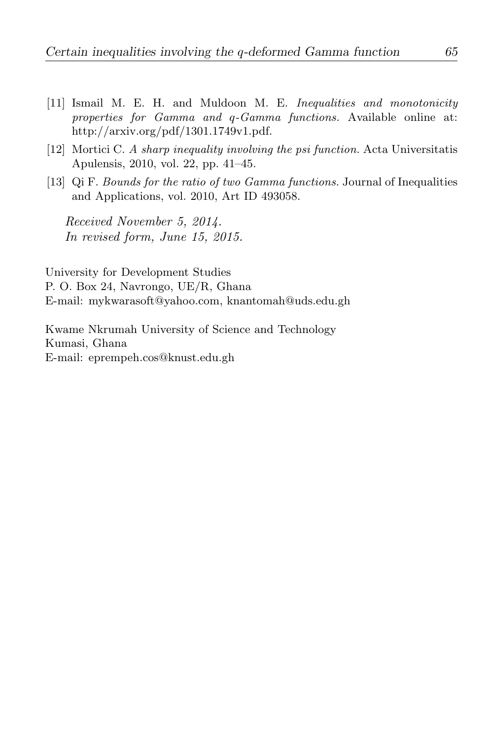[11] Ismail M. E. H. and Muldoon M. E. *Inequalities and monotonicity properties for Gamma and q-Gamma functions.* Available online at: http://arxiv.org/pdf/1301.1749v1.pdf.

[12] Mortici C. *A sharp inequality involving the psi function.* Acta Universitatis Apulensis, 2010, vol. 22, pp. 41–45.

[13] Qi F. *Bounds for the ratio of two Gamma functions.* Journal of Inequalities and Applications, vol. 2010, Art ID 493058.

*Received November 5, 2014.*
*In revised form, June 15, 2015.*

University for Development Studies
P. O. Box 24, Navrongo, UE/R, Ghana
E-mail: mykwarasoft@yahoo.com, knantomah@uds.edu.gh

Kwame Nkrumah University of Science and Technology
Kumasi, Ghana
E-mail: eprempeh.cos@knust.edu.gh